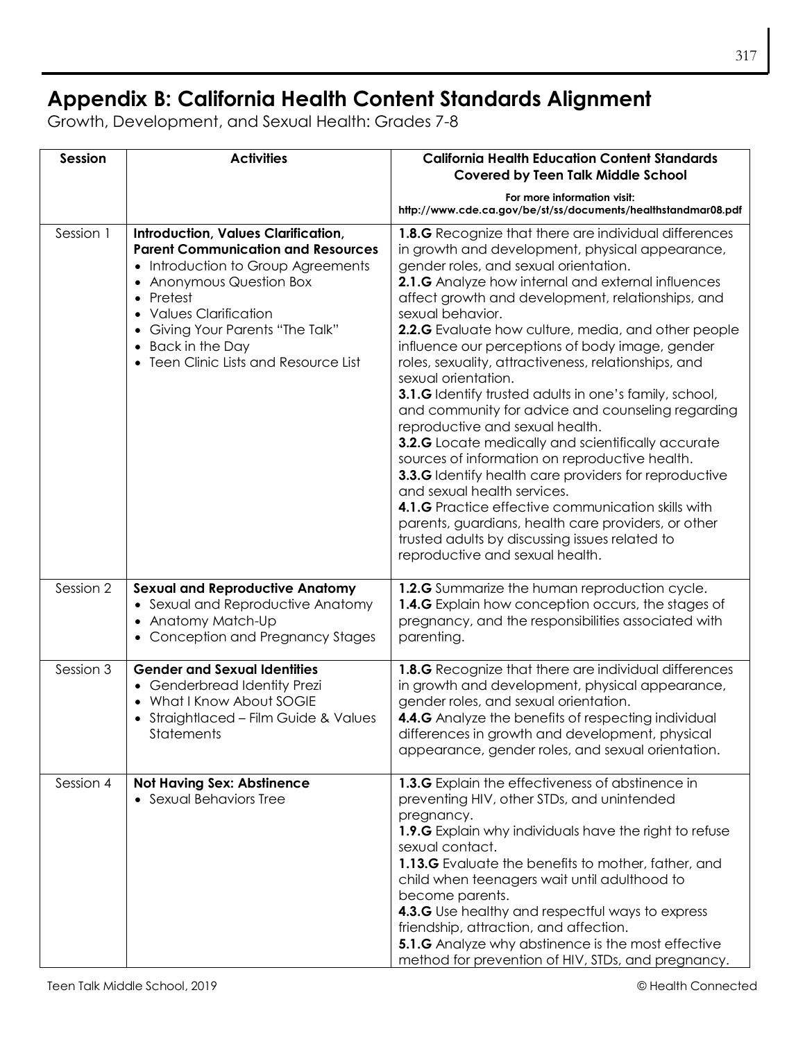# Appendix B: California Health Content Standards Alignment

Growth, Development, and Sexual Health: Grades 7-8

| Session | Activities | California Health Education Content Standards Covered by Teen Talk Middle School<br><br>For more information visit: http://www.cde.ca.gov/be/st/ss/documents/healthstandmar08.pdf |
|---|---|---|
| Session 1 | **Introduction, Values Clarification, Parent Communication and Resources**<br>• Introduction to Group Agreements<br>• Anonymous Question Box<br>• Pretest<br>• Values Clarification<br>• Giving Your Parents "The Talk"<br>• Back in the Day<br>• Teen Clinic Lists and Resource List | **1.8.G** Recognize that there are individual differences in growth and development, physical appearance, gender roles, and sexual orientation.<br>**2.1.G** Analyze how internal and external influences affect growth and development, relationships, and sexual behavior.<br>**2.2.G** Evaluate how culture, media, and other people influence our perceptions of body image, gender roles, sexuality, attractiveness, relationships, and sexual orientation.<br>**3.1.G** Identify trusted adults in one's family, school, and community for advice and counseling regarding reproductive and sexual health.<br>**3.2.G** Locate medically and scientifically accurate sources of information on reproductive health.<br>**3.3.G** Identify health care providers for reproductive and sexual health services.<br>**4.1.G** Practice effective communication skills with parents, guardians, health care providers, or other trusted adults by discussing issues related to reproductive and sexual health. |
| Session 2 | **Sexual and Reproductive Anatomy**<br>• Sexual and Reproductive Anatomy<br>• Anatomy Match-Up<br>• Conception and Pregnancy Stages | **1.2.G** Summarize the human reproduction cycle.<br>**1.4.G** Explain how conception occurs, the stages of pregnancy, and the responsibilities associated with parenting. |
| Session 3 | **Gender and Sexual Identities**<br>• Genderbread Identity Prezi<br>• What I Know About SOGIE<br>• Straightlaced – Film Guide & Values Statements | **1.8.G** Recognize that there are individual differences in growth and development, physical appearance, gender roles, and sexual orientation.<br>**4.4.G** Analyze the benefits of respecting individual differences in growth and development, physical appearance, gender roles, and sexual orientation. |
| Session 4 | **Not Having Sex: Abstinence**<br>• Sexual Behaviors Tree | **1.3.G** Explain the effectiveness of abstinence in preventing HIV, other STDs, and unintended pregnancy.<br>**1.9.G** Explain why individuals have the right to refuse sexual contact.<br>**1.13.G** Evaluate the benefits to mother, father, and child when teenagers wait until adulthood to become parents.<br>**4.3.G** Use healthy and respectful ways to express friendship, attraction, and affection.<br>**5.1.G** Analyze why abstinence is the most effective method for prevention of HIV, STDs, and pregnancy. |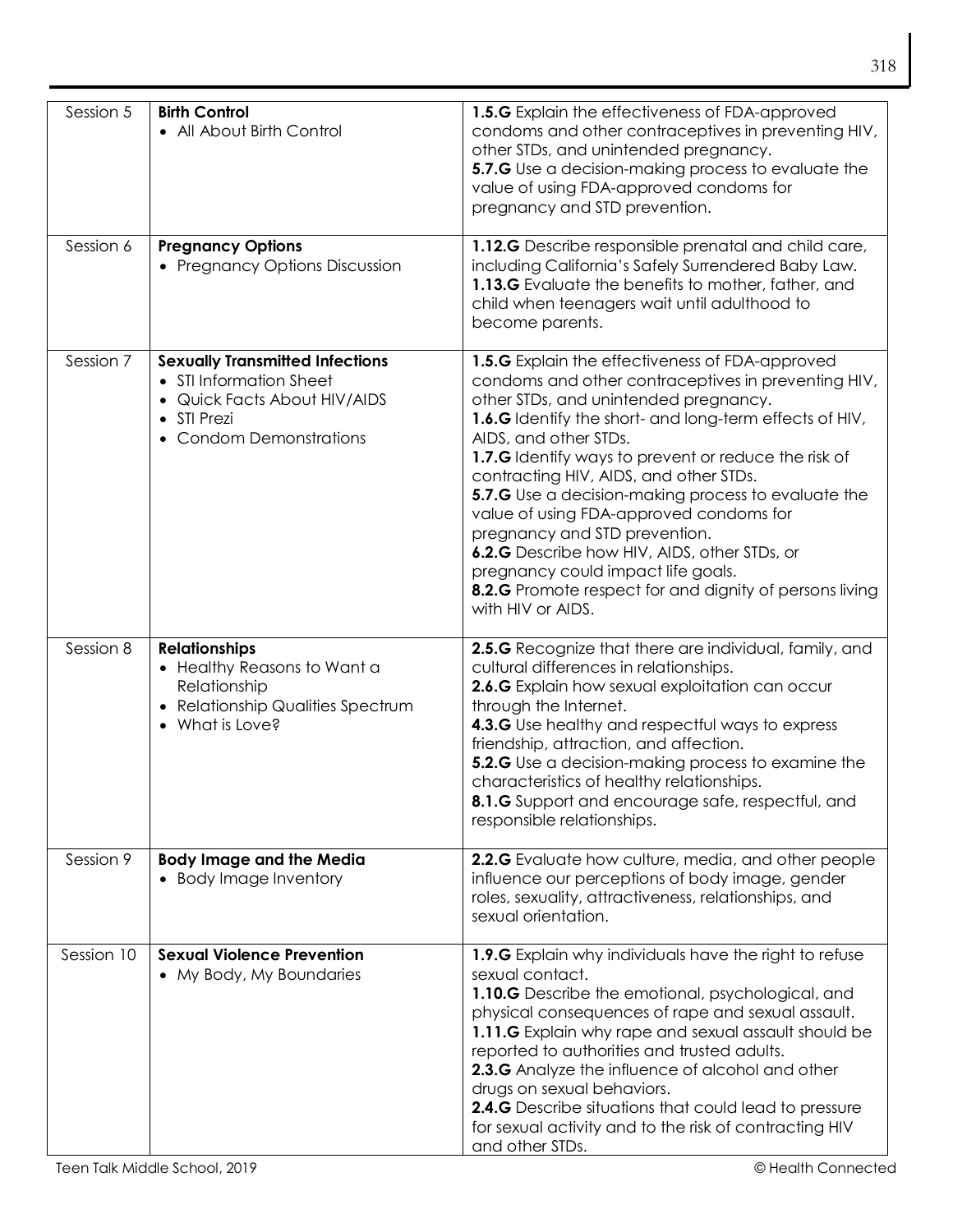| Session 5 | **Birth Control**<br>• All About Birth Control | **1.5.G** Explain the effectiveness of FDA-approved condoms and other contraceptives in preventing HIV, other STDs, and unintended pregnancy.<br>**5.7.G** Use a decision-making process to evaluate the value of using FDA-approved condoms for pregnancy and STD prevention. |
|---|---|---|
| Session 6 | **Pregnancy Options**<br>• Pregnancy Options Discussion | **1.12.G** Describe responsible prenatal and child care, including California's Safely Surrendered Baby Law.<br>**1.13.G** Evaluate the benefits to mother, father, and child when teenagers wait until adulthood to become parents. |
| Session 7 | **Sexually Transmitted Infections**<br>• STI Information Sheet<br>• Quick Facts About HIV/AIDS<br>• STI Prezi<br>• Condom Demonstrations | **1.5.G** Explain the effectiveness of FDA-approved condoms and other contraceptives in preventing HIV, other STDs, and unintended pregnancy.<br>**1.6.G** Identify the short- and long-term effects of HIV, AIDS, and other STDs.<br>**1.7.G** Identify ways to prevent or reduce the risk of contracting HIV, AIDS, and other STDs.<br>**5.7.G** Use a decision-making process to evaluate the value of using FDA-approved condoms for pregnancy and STD prevention.<br>**6.2.G** Describe how HIV, AIDS, other STDs, or pregnancy could impact life goals.<br>**8.2.G** Promote respect for and dignity of persons living with HIV or AIDS. |
| Session 8 | **Relationships**<br>• Healthy Reasons to Want a Relationship<br>• Relationship Qualities Spectrum<br>• What is Love? | **2.5.G** Recognize that there are individual, family, and cultural differences in relationships.<br>**2.6.G** Explain how sexual exploitation can occur through the Internet.<br>**4.3.G** Use healthy and respectful ways to express friendship, attraction, and affection.<br>**5.2.G** Use a decision-making process to examine the characteristics of healthy relationships.<br>**8.1.G** Support and encourage safe, respectful, and responsible relationships. |
| Session 9 | **Body Image and the Media**<br>• Body Image Inventory | **2.2.G** Evaluate how culture, media, and other people influence our perceptions of body image, gender roles, sexuality, attractiveness, relationships, and sexual orientation. |
| Session 10 | **Sexual Violence Prevention**<br>• My Body, My Boundaries | **1.9.G** Explain why individuals have the right to refuse sexual contact.<br>**1.10.G** Describe the emotional, psychological, and physical consequences of rape and sexual assault.<br>**1.11.G** Explain why rape and sexual assault should be reported to authorities and trusted adults.<br>**2.3.G** Analyze the influence of alcohol and other drugs on sexual behaviors.<br>**2.4.G** Describe situations that could lead to pressure for sexual activity and to the risk of contracting HIV and other STDs. |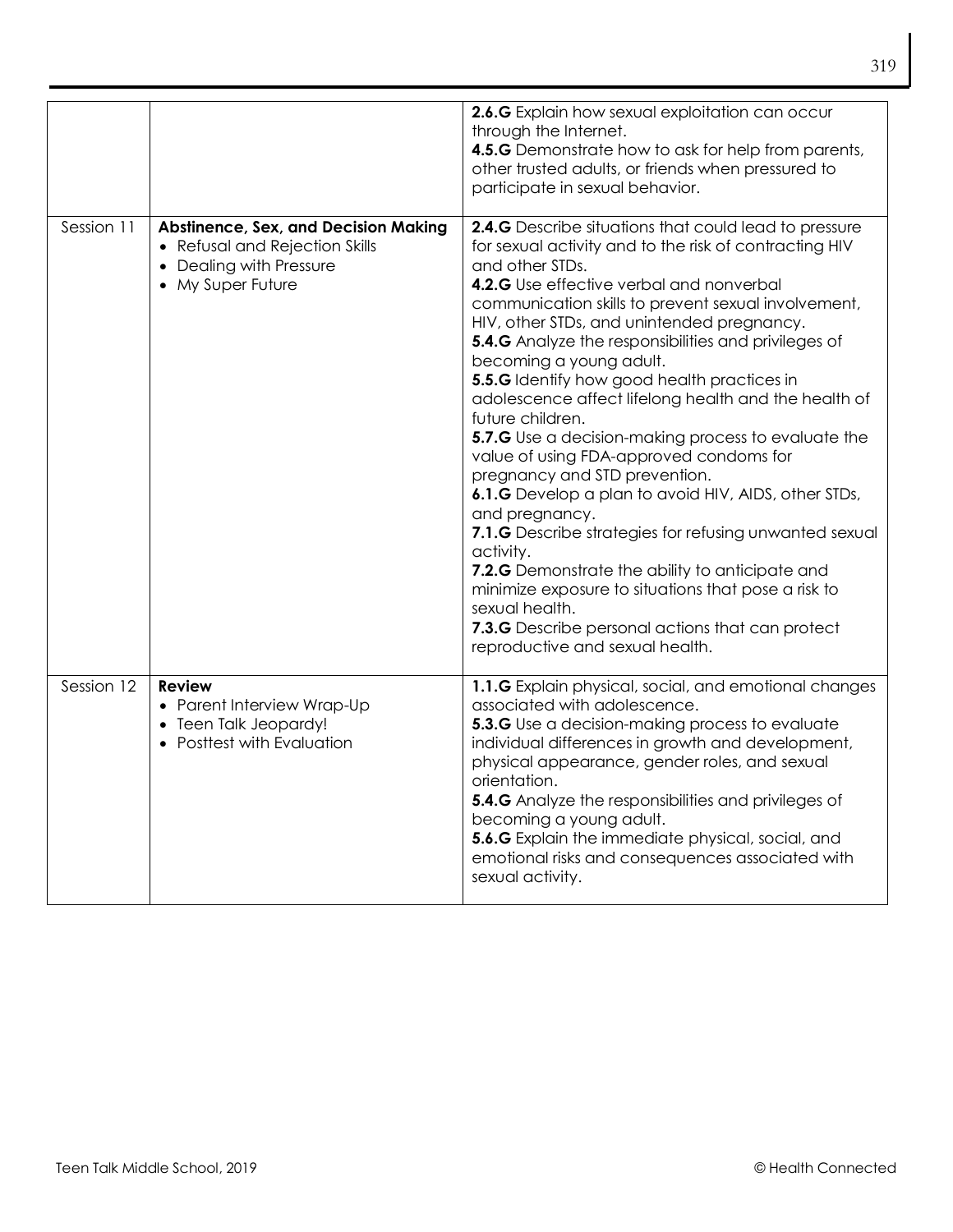| | | |
|---|---|---|
| | | **2.6.G** Explain how sexual exploitation can occur through the Internet.<br>**4.5.G** Demonstrate how to ask for help from parents, other trusted adults, or friends when pressured to participate in sexual behavior. |
| Session 11 | **Abstinence, Sex, and Decision Making**<br>• Refusal and Rejection Skills<br>• Dealing with Pressure<br>• My Super Future | **2.4.G** Describe situations that could lead to pressure for sexual activity and to the risk of contracting HIV and other STDs.<br>**4.2.G** Use effective verbal and nonverbal communication skills to prevent sexual involvement, HIV, other STDs, and unintended pregnancy.<br>**5.4.G** Analyze the responsibilities and privileges of becoming a young adult.<br>**5.5.G** Identify how good health practices in adolescence affect lifelong health and the health of future children.<br>**5.7.G** Use a decision-making process to evaluate the value of using FDA-approved condoms for pregnancy and STD prevention.<br>**6.1.G** Develop a plan to avoid HIV, AIDS, other STDs, and pregnancy.<br>**7.1.G** Describe strategies for refusing unwanted sexual activity.<br>**7.2.G** Demonstrate the ability to anticipate and minimize exposure to situations that pose a risk to sexual health.<br>**7.3.G** Describe personal actions that can protect reproductive and sexual health. |
| Session 12 | **Review**<br>• Parent Interview Wrap-Up<br>• Teen Talk Jeopardy!<br>• Posttest with Evaluation | **1.1.G** Explain physical, social, and emotional changes associated with adolescence.<br>**5.3.G** Use a decision-making process to evaluate individual differences in growth and development, physical appearance, gender roles, and sexual orientation.<br>**5.4.G** Analyze the responsibilities and privileges of becoming a young adult.<br>**5.6.G** Explain the immediate physical, social, and emotional risks and consequences associated with sexual activity. |